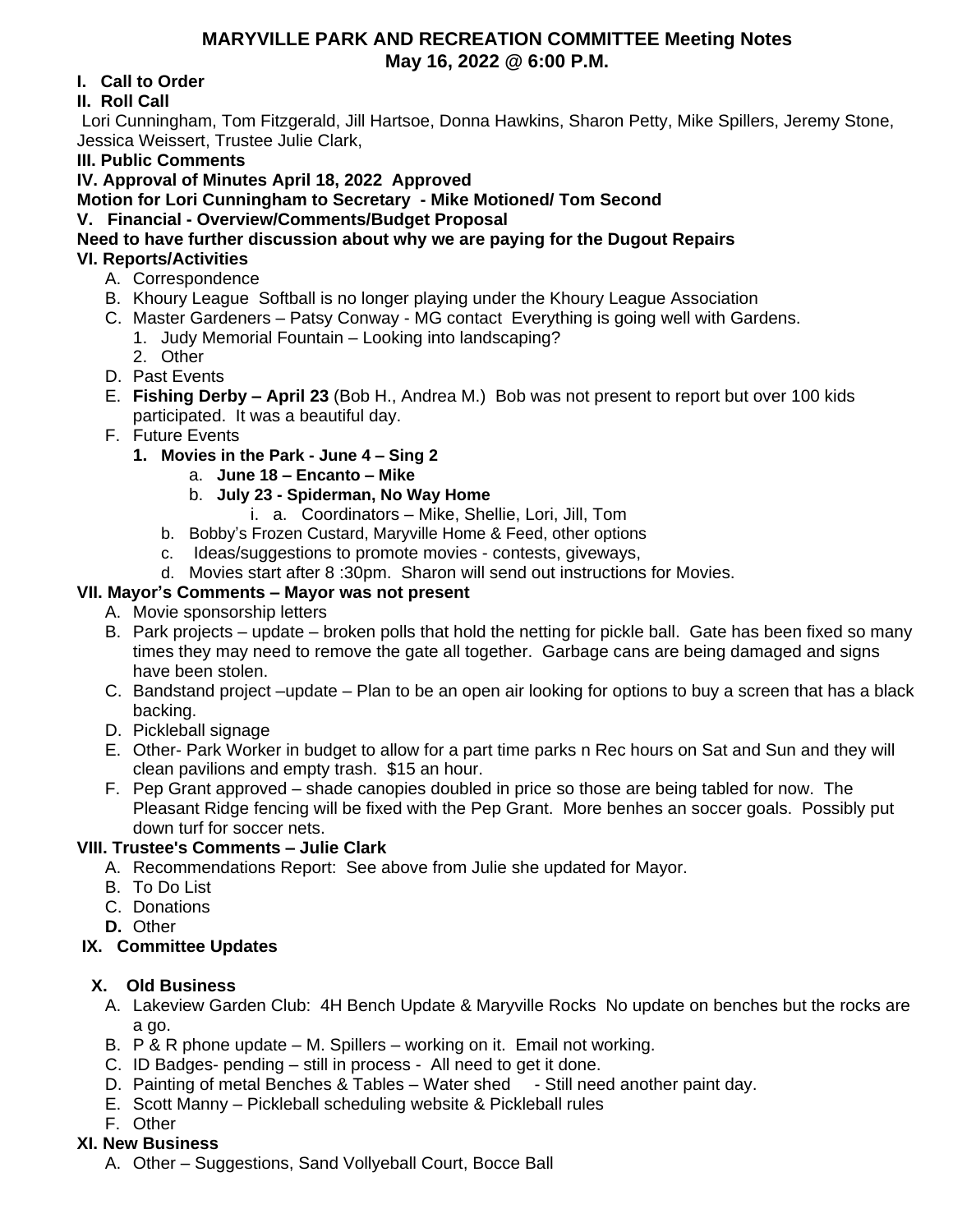# MARYVILLE PARK AND RECREATION COMMITTEE Meeting Notes
## May 16, 2022 @ 6:00 P.M.

**I. Call to Order**

**II. Roll Call**

Lori Cunningham, Tom Fitzgerald, Jill Hartsoe, Donna Hawkins, Sharon Petty, Mike Spillers, Jeremy Stone, Jessica Weissert, Trustee Julie Clark,

**III. Public Comments**

**IV. Approval of Minutes April 18, 2022 Approved**

**Motion for Lori Cunningham to Secretary - Mike Motioned/ Tom Second**

**V. Financial - Overview/Comments/Budget Proposal**

**Need to have further discussion about why we are paying for the Dugout Repairs**

**VI. Reports/Activities**

A. Correspondence
B. Khoury League Softball is no longer playing under the Khoury League Association
C. Master Gardeners – Patsy Conway - MG contact Everything is going well with Gardens.
   1. Judy Memorial Fountain – Looking into landscaping?
   2. Other
D. Past Events
E. **Fishing Derby – April 23** (Bob H., Andrea M.) Bob was not present to report but over 100 kids participated. It was a beautiful day.
F. Future Events
   1. **Movies in the Park - June 4 – Sing 2**
      a. **June 18 – Encanto – Mike**
      b. **July 23 - Spiderman, No Way Home**
         i. a. Coordinators – Mike, Shellie, Lori, Jill, Tom
   b. Bobby's Frozen Custard, Maryville Home & Feed, other options
   c. Ideas/suggestions to promote movies - contests, giveways,
   d. Movies start after 8 :30pm. Sharon will send out instructions for Movies.

**VII. Mayor's Comments – Mayor was not present**

A. Movie sponsorship letters
B. Park projects – update – broken polls that hold the netting for pickle ball. Gate has been fixed so many times they may need to remove the gate all together. Garbage cans are being damaged and signs have been stolen.
C. Bandstand project –update – Plan to be an open air looking for options to buy a screen that has a black backing.
D. Pickleball signage
E. Other- Park Worker in budget to allow for a part time parks n Rec hours on Sat and Sun and they will clean pavilions and empty trash. $15 an hour.
F. Pep Grant approved – shade canopies doubled in price so those are being tabled for now. The Pleasant Ridge fencing will be fixed with the Pep Grant. More benhes an soccer goals. Possibly put down turf for soccer nets.

**VIII. Trustee's Comments – Julie Clark**

A. Recommendations Report: See above from Julie she updated for Mayor.
B. To Do List
C. Donations
**D.** Other

**IX. Committee Updates**

**X. Old Business**

A. Lakeview Garden Club: 4H Bench Update & Maryville Rocks No update on benches but the rocks are a go.
B. P & R phone update – M. Spillers – working on it. Email not working.
C. ID Badges- pending – still in process - All need to get it done.
D. Painting of metal Benches & Tables – Water shed - Still need another paint day.
E. Scott Manny – Pickleball scheduling website & Pickleball rules
F. Other

**XI. New Business**

A. Other – Suggestions, Sand Vollyeball Court, Bocce Ball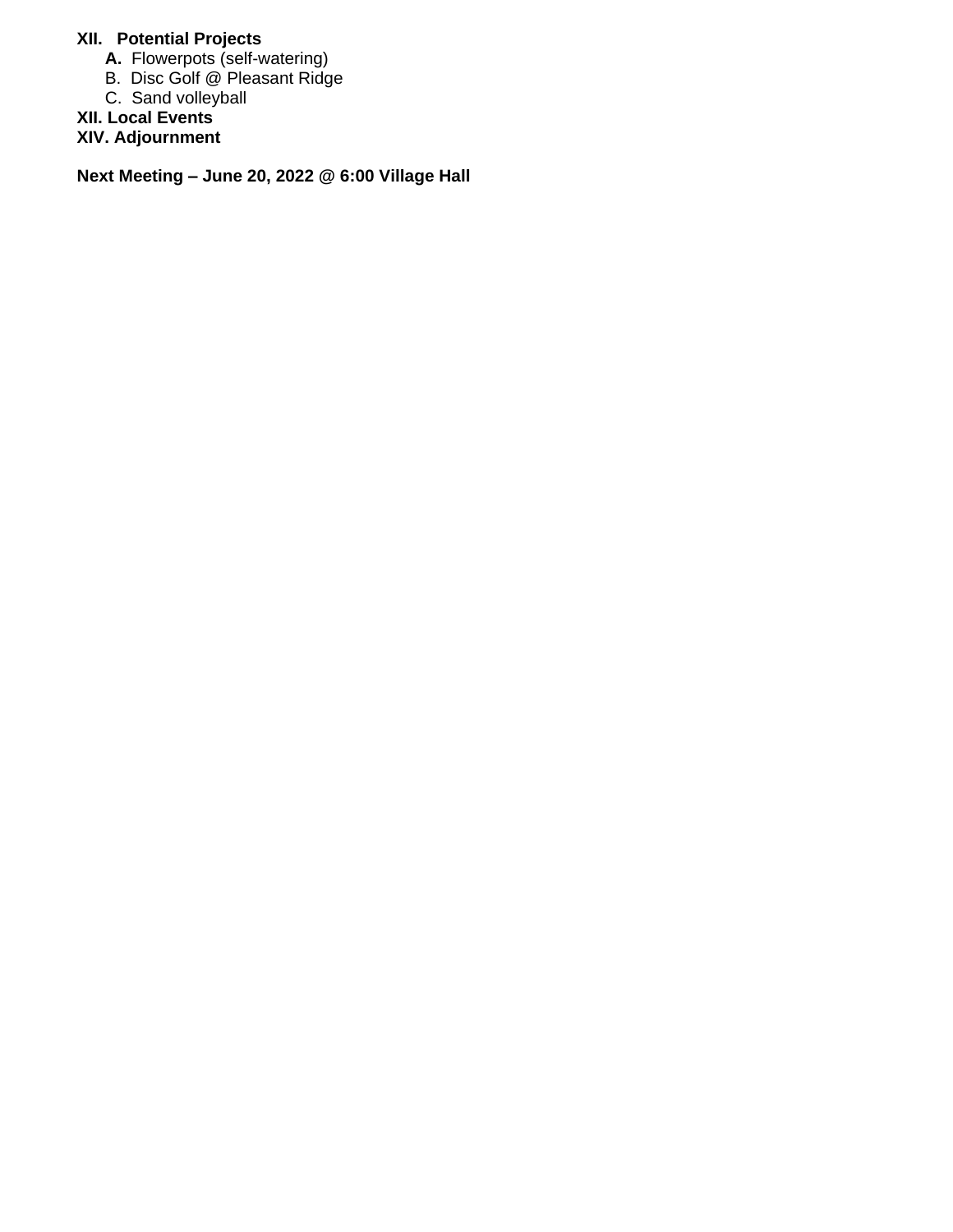**XII. Potential Projects**

- **A.** Flowerpots (self-watering)
- B. Disc Golf @ Pleasant Ridge
- C. Sand volleyball

**XII. Local Events**

**XIV. Adjournment**

**Next Meeting – June 20, 2022 @ 6:00 Village Hall**